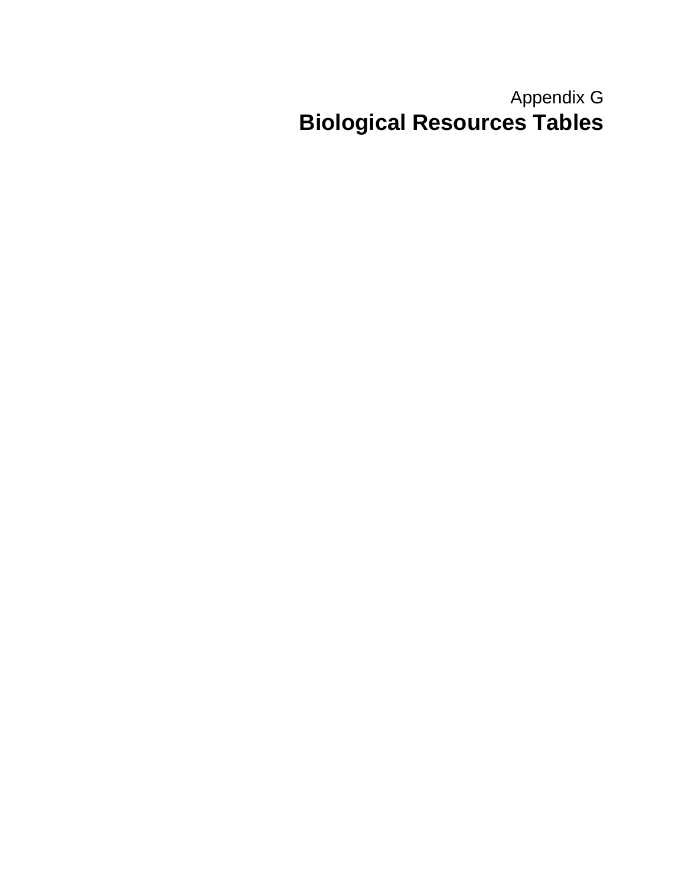Appendix G

# Biological Resources Tables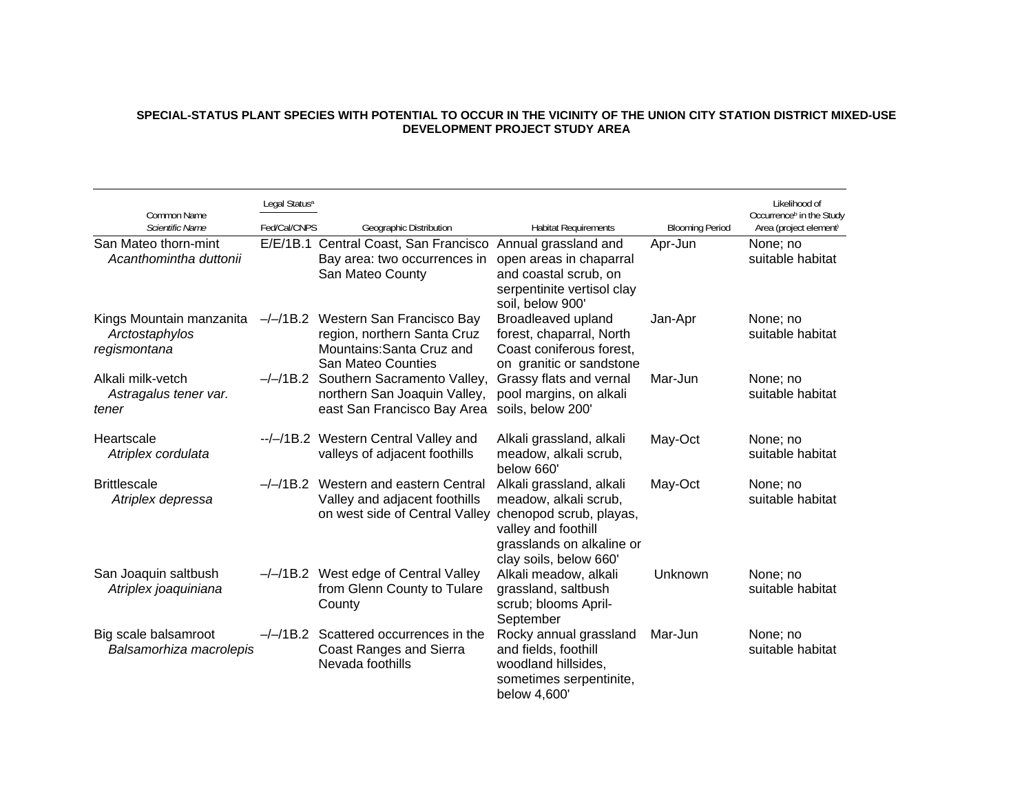**SPECIAL-STATUS PLANT SPECIES WITH POTENTIAL TO OCCUR IN THE VICINITY OF THE UNION CITY STATION DISTRICT MIXED-USE DEVELOPMENT PROJECT STUDY AREA**

| Common Name *Scientific Name* | Legal Status[a] Fed/Cal/CNPS | Geographic Distribution | Habitat Requirements | Blooming Period | Likelihood of Occurrence[b] in the Study Area (project element) |
|---|---|---|---|---|---|
| San Mateo thorn-mint *Acanthomintha duttonii* | E/E/1B.1 | Central Coast, San Francisco Bay area: two occurrences in San Mateo County | Annual grassland and open areas in chaparral and coastal scrub, on serpentinite vertisol clay soil, below 900' | Apr-Jun | None; no suitable habitat |
| Kings Mountain manzanita *Arctostaphylos regismontana* | –/–/1B.2 | Western San Francisco Bay region, northern Santa Cruz Mountains:Santa Cruz and San Mateo Counties | Broadleaved upland forest, chaparral, North Coast coniferous forest, on granitic or sandstone | Jan-Apr | None; no suitable habitat |
| Alkali milk-vetch *Astragalus tener var. tener* | –/–/1B.2 | Southern Sacramento Valley, northern San Joaquin Valley, east San Francisco Bay Area | Grassy flats and vernal pool margins, on alkali soils, below 200' | Mar-Jun | None; no suitable habitat |
| Heartscale *Atriplex cordulata* | --/–/1B.2 | Western Central Valley and valleys of adjacent foothills | Alkali grassland, alkali meadow, alkali scrub, below 660' | May-Oct | None; no suitable habitat |
| Brittlescale *Atriplex depressa* | –/–/1B.2 | Western and eastern Central Valley and adjacent foothills on west side of Central Valley | Alkali grassland, alkali meadow, alkali scrub, chenopod scrub, playas, valley and foothill grasslands on alkaline or clay soils, below 660' | May-Oct | None; no suitable habitat |
| San Joaquin saltbush *Atriplex joaquiniana* | –/–/1B.2 | West edge of Central Valley from Glenn County to Tulare County | Alkali meadow, alkali grassland, saltbush scrub; blooms April-September | Unknown | None; no suitable habitat |
| Big scale balsamroot *Balsamorhiza macrolepis* | –/–/1B.2 | Scattered occurrences in the Coast Ranges and Sierra Nevada foothills | Rocky annual grassland and fields, foothill woodland hillsides, sometimes serpentinite, below 4,600' | Mar-Jun | None; no suitable habitat |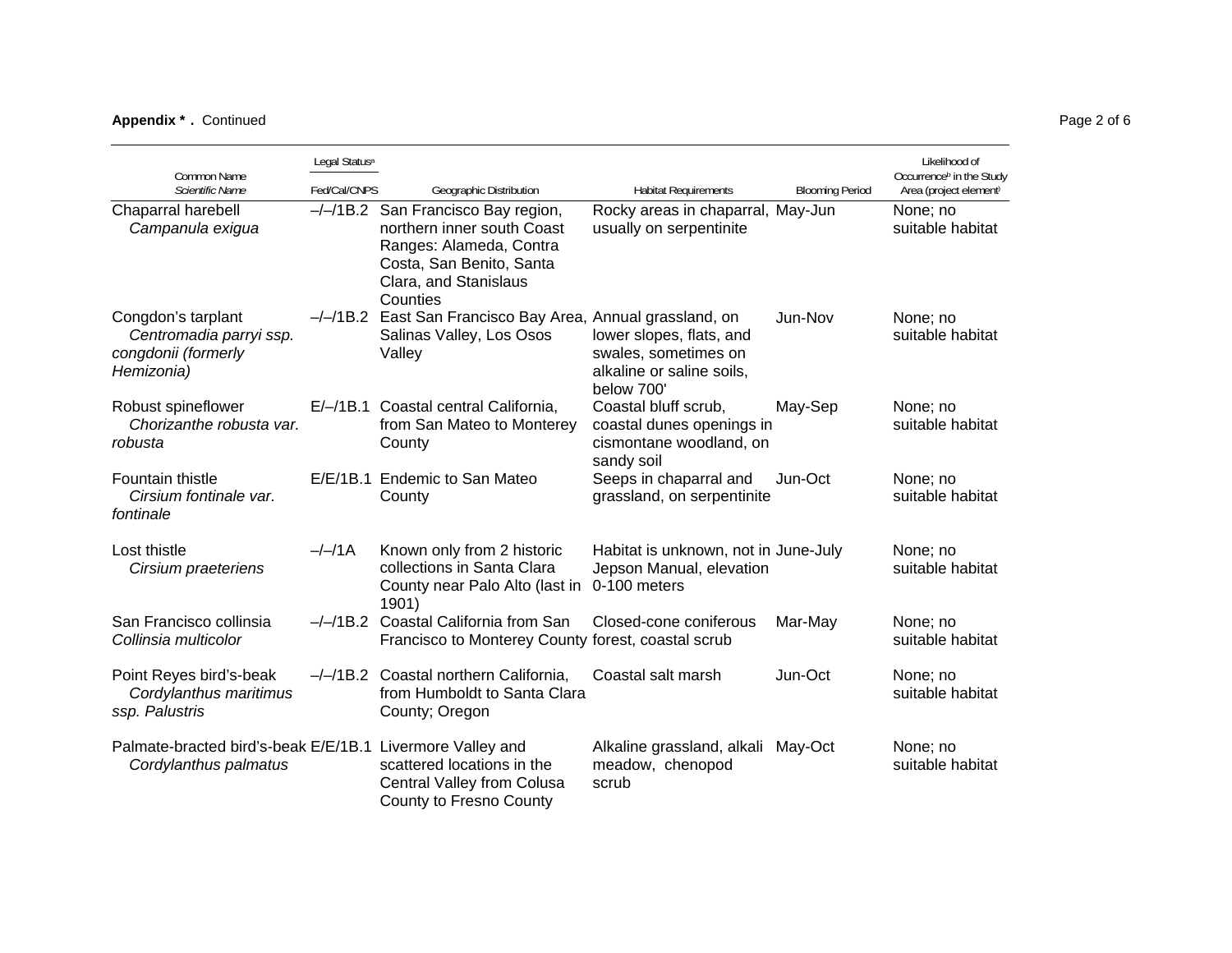**Appendix * .** Continued

| Common Name *Scientific Name* | Legal Status[a] Fed/Cal/CNPS | Geographic Distribution | Habitat Requirements | Blooming Period | Likelihood of Occurrence[b] in the Study Area (project element) |
|---|---|---|---|---|---|
| Chaparral harebell *Campanula exigua* | –/–/1B.2 | San Francisco Bay region, northern inner south Coast Ranges: Alameda, Contra Costa, San Benito, Santa Clara, and Stanislaus Counties | Rocky areas in chaparral, usually on serpentinite | May-Jun | None; no suitable habitat |
| Congdon's tarplant *Centromadia parryi ssp. congdonii (formerly Hemizonia)* | –/–/1B.2 | East San Francisco Bay Area, Salinas Valley, Los Osos Valley | Annual grassland, on lower slopes, flats, and swales, sometimes on alkaline or saline soils, below 700' | Jun-Nov | None; no suitable habitat |
| Robust spineflower *Chorizanthe robusta var. robusta* | E/–/1B.1 | Coastal central California, from San Mateo to Monterey County | Coastal bluff scrub, coastal dunes openings in cismontane woodland, on sandy soil | May-Sep | None; no suitable habitat |
| Fountain thistle *Cirsium fontinale var. fontinale* | E/E/1B.1 | Endemic to San Mateo County | Seeps in chaparral and grassland, on serpentinite | Jun-Oct | None; no suitable habitat |
| Lost thistle *Cirsium praeteriens* | –/–/1A | Known only from 2 historic collections in Santa Clara County near Palo Alto (last in 1901) | Habitat is unknown, not in Jepson Manual, elevation 0-100 meters | June-July | None; no suitable habitat |
| San Francisco collinsia *Collinsia multicolor* | –/–/1B.2 | Coastal California from San Francisco to Monterey County | Closed-cone coniferous forest, coastal scrub | Mar-May | None; no suitable habitat |
| Point Reyes bird's-beak *Cordylanthus maritimus ssp. Palustris* | –/–/1B.2 | Coastal northern California, from Humboldt to Santa Clara County; Oregon | Coastal salt marsh | Jun-Oct | None; no suitable habitat |
| Palmate-bracted bird's-beak *Cordylanthus palmatus* | E/E/1B.1 | Livermore Valley and scattered locations in the Central Valley from Colusa County to Fresno County | Alkaline grassland, alkali meadow, chenopod scrub | May-Oct | None; no suitable habitat |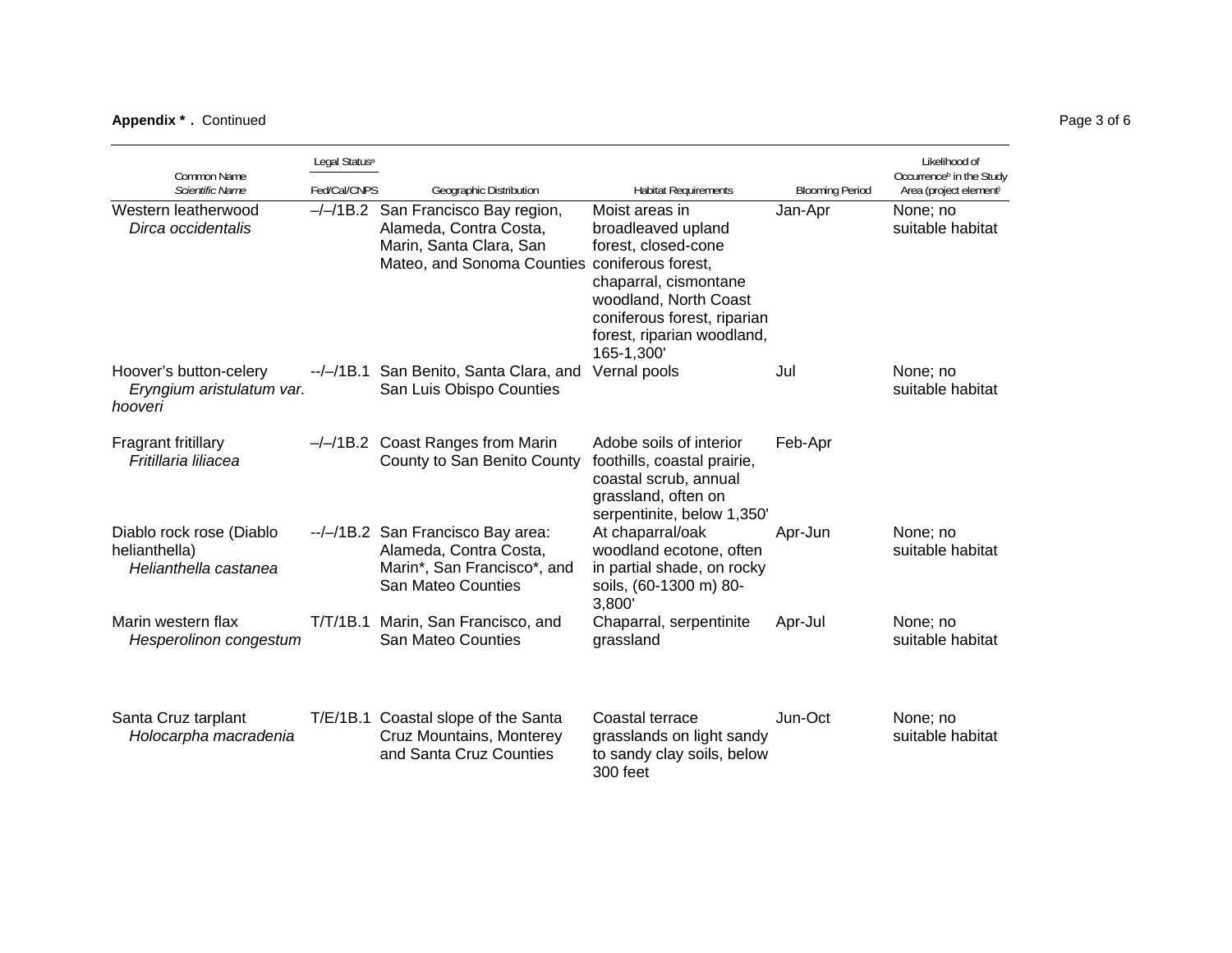**Appendix * .** Continued

| Common Name *Scientific Name* | Legal Status[a] Fed/Cal/CNPS | Geographic Distribution | Habitat Requirements | Blooming Period | Likelihood of Occurrence[b] in the Study Area (project element) |
|---|---|---|---|---|---|
| Western leatherwood *Dirca occidentalis* | –/–/1B.2 | San Francisco Bay region, Alameda, Contra Costa, Marin, Santa Clara, San Mateo, and Sonoma Counties | Moist areas in broadleaved upland forest, closed-cone coniferous forest, chaparral, cismontane woodland, North Coast coniferous forest, riparian forest, riparian woodland, 165-1,300' | Jan-Apr | None; no suitable habitat |
| Hoover's button-celery *Eryngium aristulatum var. hooveri* | --/–/1B.1 | San Benito, Santa Clara, and San Luis Obispo Counties | Vernal pools | Jul | None; no suitable habitat |
| Fragrant fritillary *Fritillaria liliacea* | –/–/1B.2 | Coast Ranges from Marin County to San Benito County | Adobe soils of interior foothills, coastal prairie, coastal scrub, annual grassland, often on serpentinite, below 1,350' | Feb-Apr | |
| Diablo rock rose (Diablo helianthella) *Helianthella castanea* | --/–/1B.2 | San Francisco Bay area: Alameda, Contra Costa, Marin*, San Francisco*, and San Mateo Counties | At chaparral/oak woodland ecotone, often in partial shade, on rocky soils, (60-1300 m) 80-3,800' | Apr-Jun | None; no suitable habitat |
| Marin western flax *Hesperolinon congestum* | T/T/1B.1 | Marin, San Francisco, and San Mateo Counties | Chaparral, serpentinite grassland | Apr-Jul | None; no suitable habitat |
| Santa Cruz tarplant *Holocarpha macradenia* | T/E/1B.1 | Coastal slope of the Santa Cruz Mountains, Monterey and Santa Cruz Counties | Coastal terrace grasslands on light sandy to sandy clay soils, below 300 feet | Jun-Oct | None; no suitable habitat |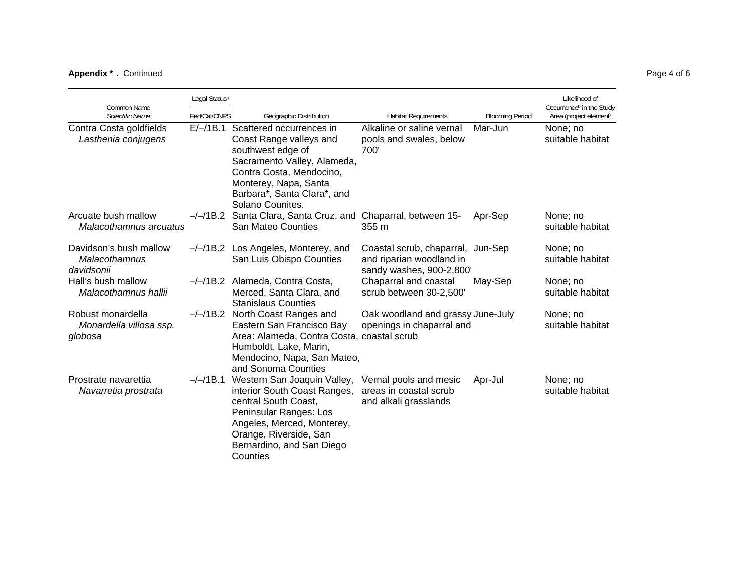**Appendix * .** Continued

| Common Name *Scientific Name* | Legal Status[a] Fed/Cal/CNPS | Geographic Distribution | Habitat Requirements | Blooming Period | Likelihood of Occurrence[b] in the Study Area (project element) |
|---|---|---|---|---|---|
| Contra Costa goldfields *Lasthenia conjugens* | E/–/1B.1 | Scattered occurrences in Coast Range valleys and southwest edge of Sacramento Valley, Alameda, Contra Costa, Mendocino, Monterey, Napa, Santa Barbara*, Santa Clara*, and Solano Counites. | Alkaline or saline vernal pools and swales, below 700' | Mar-Jun | None; no suitable habitat |
| Arcuate bush mallow *Malacothamnus arcuatus* | –/–/1B.2 | Santa Clara, Santa Cruz, and San Mateo Counties | Chaparral, between 15-355 m | Apr-Sep | None; no suitable habitat |
| Davidson's bush mallow *Malacothamnus davidsonii* | –/–/1B.2 | Los Angeles, Monterey, and San Luis Obispo Counties | Coastal scrub, chaparral, and riparian woodland in sandy washes, 900-2,800' | Jun-Sep | None; no suitable habitat |
| Hall's bush mallow *Malacothamnus hallii* | –/–/1B.2 | Alameda, Contra Costa, Merced, Santa Clara, and Stanislaus Counties | Chaparral and coastal scrub between 30-2,500' | May-Sep | None; no suitable habitat |
| Robust monardella *Monardella villosa ssp. globosa* | –/–/1B.2 | North Coast Ranges and Eastern San Francisco Bay Area: Alameda, Contra Costa, Humboldt, Lake, Marin, Mendocino, Napa, San Mateo, and Sonoma Counties | Oak woodland and grassy openings in chaparral and coastal scrub | June-July | None; no suitable habitat |
| Prostrate navarettia *Navarretia prostrata* | –/–/1B.1 | Western San Joaquin Valley, interior South Coast Ranges, central South Coast, Peninsular Ranges: Los Angeles, Merced, Monterey, Orange, Riverside, San Bernardino, and San Diego Counties | Vernal pools and mesic areas in coastal scrub and alkali grasslands | Apr-Jul | None; no suitable habitat |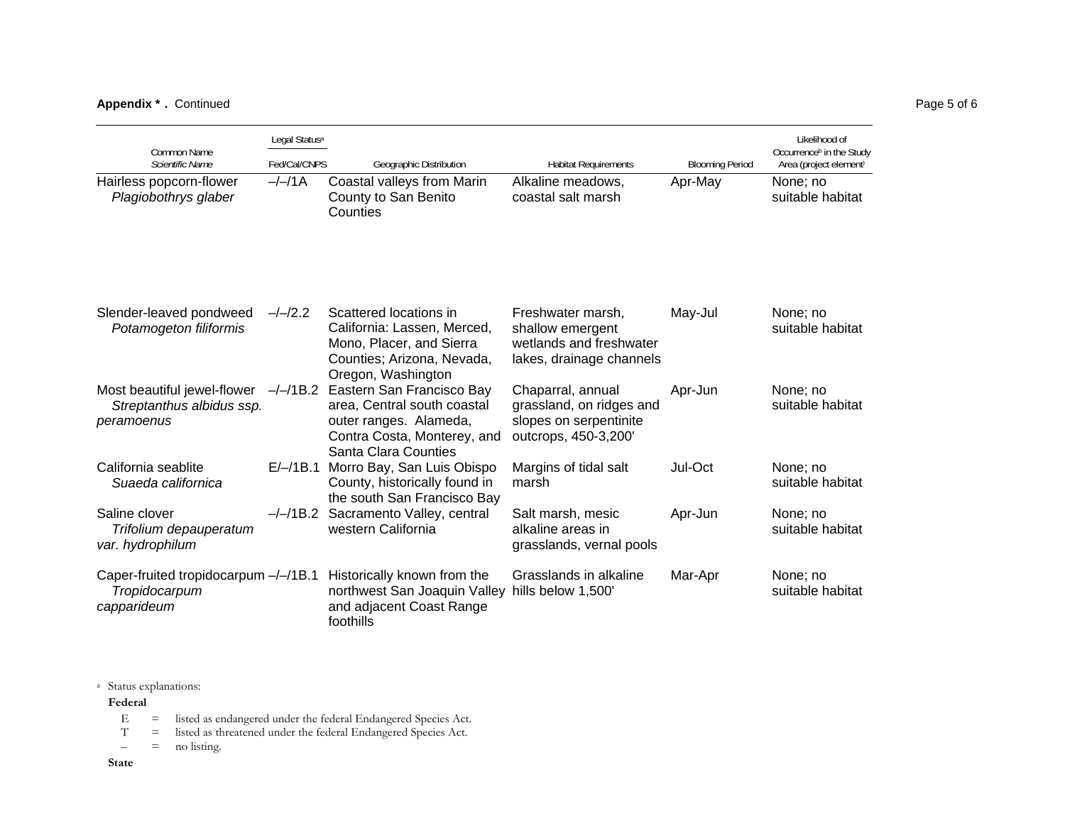**Appendix * .** Continued

| Common Name *Scientific Name* | Legal Status[a] Fed/Cal/CNPS | Geographic Distribution | Habitat Requirements | Blooming Period | Likelihood of Occurrence[b] in the Study Area (project element) |
|---|---|---|---|---|---|
| Hairless popcorn-flower *Plagiobothrys glaber* | –/–/1A | Coastal valleys from Marin County to San Benito Counties | Alkaline meadows, coastal salt marsh | Apr-May | None; no suitable habitat |
| Slender-leaved pondweed *Potamogeton filiformis* | –/–/2.2 | Scattered locations in California: Lassen, Merced, Mono, Placer, and Sierra Counties; Arizona, Nevada, Oregon, Washington | Freshwater marsh, shallow emergent wetlands and freshwater lakes, drainage channels | May-Jul | None; no suitable habitat |
| Most beautiful jewel-flower *Streptanthus albidus ssp. peramoenus* | –/–/1B.2 | Eastern San Francisco Bay area, Central south coastal outer ranges. Alameda, Contra Costa, Monterey, and Santa Clara Counties | Chaparral, annual grassland, on ridges and slopes on serpentinite outcrops, 450-3,200' | Apr-Jun | None; no suitable habitat |
| California seablite *Suaeda californica* | E/–/1B.1 | Morro Bay, San Luis Obispo County, historically found in the south San Francisco Bay | Margins of tidal salt marsh | Jul-Oct | None; no suitable habitat |
| Saline clover *Trifolium depauperatum var. hydrophilum* | –/–/1B.2 | Sacramento Valley, central western California | Salt marsh, mesic alkaline areas in grasslands, vernal pools | Apr-Jun | None; no suitable habitat |
| Caper-fruited tropidocarpum *Tropidocarpum capparideum* | –/–/1B.1 | Historically known from the northwest San Joaquin Valley and adjacent Coast Range foothills | Grasslands in alkaline hills below 1,500' | Mar-Apr | None; no suitable habitat |

[a] Status explanations:

**Federal**

- E = listed as endangered under the federal Endangered Species Act.
- T = listed as threatened under the federal Endangered Species Act.
- – = no listing.

**State**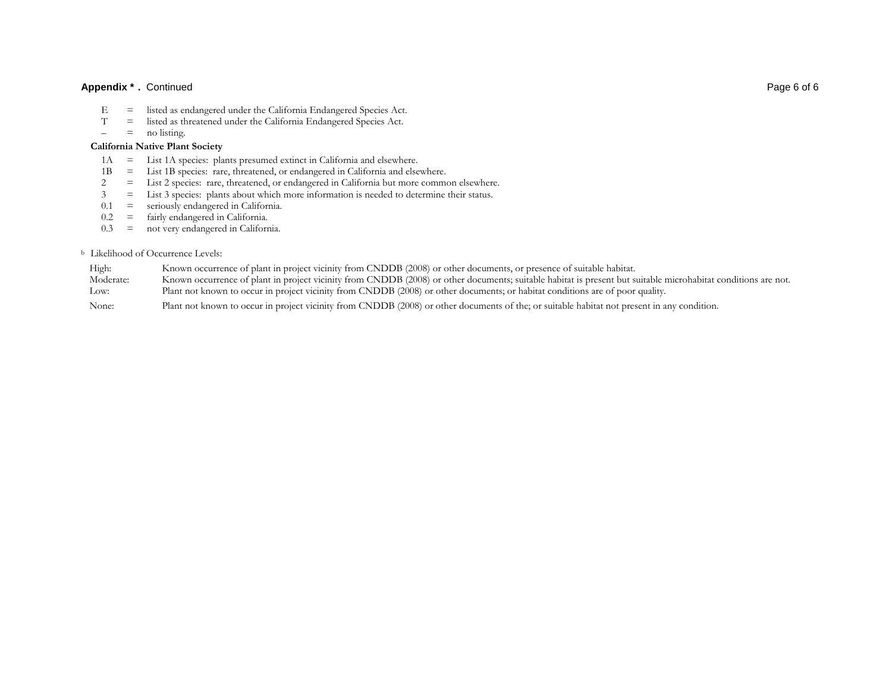E = listed as endangered under the California Endangered Species Act.
T = listed as threatened under the California Endangered Species Act.
– = no listing.

**California Native Plant Society**

1A = List 1A species: plants presumed extinct in California and elsewhere.
1B = List 1B species: rare, threatened, or endangered in California and elsewhere.
2 = List 2 species: rare, threatened, or endangered in California but more common elsewhere.
3 = List 3 species: plants about which more information is needed to determine their status.
0.1 = seriously endangered in California.
0.2 = fairly endangered in California.
0.3 = not very endangered in California.

[b] Likelihood of Occurrence Levels:

High: Known occurrence of plant in project vicinity from CNDDB (2008) or other documents, or presence of suitable habitat.
Moderate: Known occurrence of plant in project vicinity from CNDDB (2008) or other documents; suitable habitat is present but suitable microhabitat conditions are not.
Low: Plant not known to occur in project vicinity from CNDDB (2008) or other documents; or habitat conditions are of poor quality.
None: Plant not known to occur in project vicinity from CNDDB (2008) or other documents of the; or suitable habitat not present in any condition.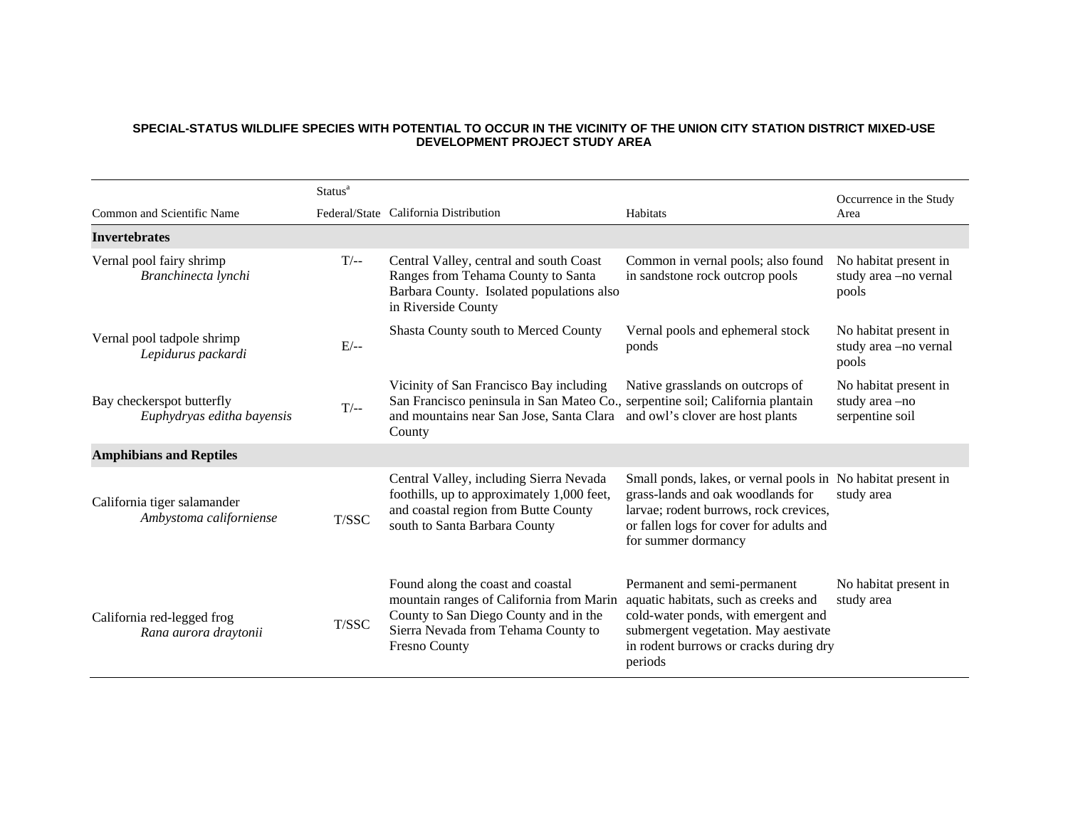**SPECIAL-STATUS WILDLIFE SPECIES WITH POTENTIAL TO OCCUR IN THE VICINITY OF THE UNION CITY STATION DISTRICT MIXED-USE DEVELOPMENT PROJECT STUDY AREA**

| Common and Scientific Name | Status[a] Federal/State | California Distribution | Habitats | Occurrence in the Study Area |
|---|---|---|---|---|
| **Invertebrates** | | | | |
| Vernal pool fairy shrimp *Branchinecta lynchi* | T/-- | Central Valley, central and south Coast Ranges from Tehama County to Santa Barbara County. Isolated populations also in Riverside County | Common in vernal pools; also found in sandstone rock outcrop pools | No habitat present in study area –no vernal pools |
| Vernal pool tadpole shrimp *Lepidurus packardi* | E/-- | Shasta County south to Merced County | Vernal pools and ephemeral stock ponds | No habitat present in study area –no vernal pools |
| Bay checkerspot butterfly *Euphydryas editha bayensis* | T/-- | Vicinity of San Francisco Bay including San Francisco peninsula in San Mateo Co., and mountains near San Jose, Santa Clara County | Native grasslands on outcrops of serpentine soil; California plantain and owl's clover are host plants | No habitat present in study area –no serpentine soil |
| **Amphibians and Reptiles** | | | | |
| California tiger salamander *Ambystoma californiense* | T/SSC | Central Valley, including Sierra Nevada foothills, up to approximately 1,000 feet, and coastal region from Butte County south to Santa Barbara County | Small ponds, lakes, or vernal pools in grass-lands and oak woodlands for larvae; rodent burrows, rock crevices, or fallen logs for cover for adults and for summer dormancy | No habitat present in study area |
| California red-legged frog *Rana aurora draytonii* | T/SSC | Found along the coast and coastal mountain ranges of California from Marin County to San Diego County and in the Sierra Nevada from Tehama County to Fresno County | Permanent and semi-permanent aquatic habitats, such as creeks and cold-water ponds, with emergent and submergent vegetation. May aestivate in rodent burrows or cracks during dry periods | No habitat present in study area |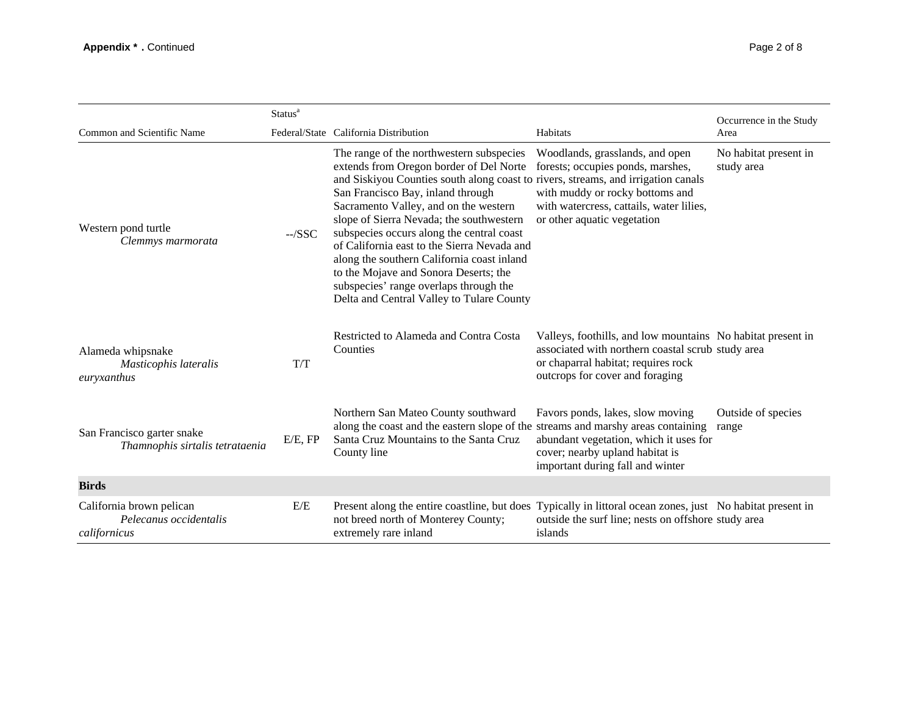**Appendix * .** Continued

| Common and Scientific Name | Status[a] Federal/State | California Distribution | Habitats | Occurrence in the Study Area |
|---|---|---|---|---|
| Western pond turtle *Clemmys marmorata* | --/SSC | The range of the northwestern subspecies extends from Oregon border of Del Norte and Siskiyou Counties south along coast to San Francisco Bay, inland through Sacramento Valley, and on the western slope of Sierra Nevada; the southwestern subspecies occurs along the central coast of California east to the Sierra Nevada and along the southern California coast inland to the Mojave and Sonora Deserts; the subspecies' range overlaps through the Delta and Central Valley to Tulare County | Woodlands, grasslands, and open forests; occupies ponds, marshes, rivers, streams, and irrigation canals with muddy or rocky bottoms and with watercress, cattails, water lilies, or other aquatic vegetation | No habitat present in study area |
| Alameda whipsnake *Masticophis lateralis euryxanthus* | T/T | Restricted to Alameda and Contra Costa Counties | Valleys, foothills, and low mountains associated with northern coastal scrub or chaparral habitat; requires rock outcrops for cover and foraging | No habitat present in study area |
| San Francisco garter snake *Thamnophis sirtalis tetrataenia* | E/E, FP | Northern San Mateo County southward along the coast and the eastern slope of the Santa Cruz Mountains to the Santa Cruz County line | Favors ponds, lakes, slow moving streams and marshy areas containing abundant vegetation, which it uses for cover; nearby upland habitat is important during fall and winter | Outside of species range |
| **Birds** | | | | |
| California brown pelican *Pelecanus occidentalis californicus* | E/E | Present along the entire coastline, but does not breed north of Monterey County; extremely rare inland | Typically in littoral ocean zones, just outside the surf line; nests on offshore islands | No habitat present in study area |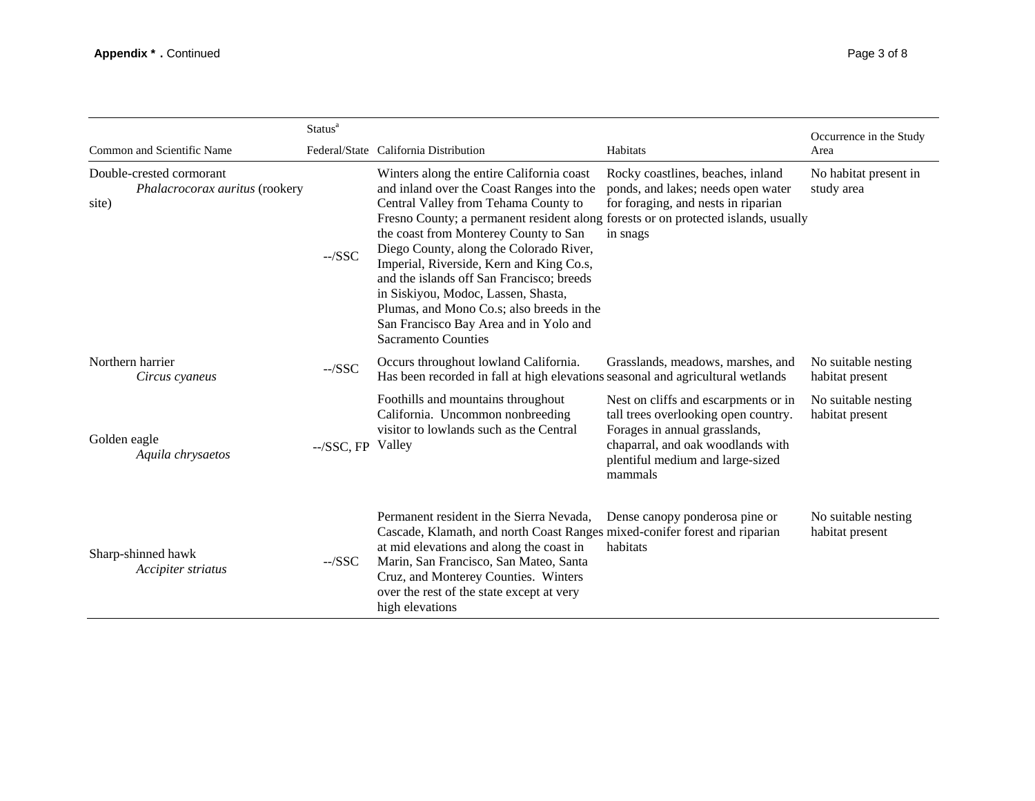| Common and Scientific Name | Status[a] Federal/State | California Distribution | Habitats | Occurrence in the Study Area |
|---|---|---|---|---|
| Double-crested cormorant *Phalacrocorax auritus* (rookery site) | --/SSC | Winters along the entire California coast and inland over the Coast Ranges into the Central Valley from Tehama County to Fresno County; a permanent resident along the coast from Monterey County to San Diego County, along the Colorado River, Imperial, Riverside, Kern and King Co.s, and the islands off San Francisco; breeds in Siskiyou, Modoc, Lassen, Shasta, Plumas, and Mono Co.s; also breeds in the San Francisco Bay Area and in Yolo and Sacramento Counties | Rocky coastlines, beaches, inland ponds, and lakes; needs open water for foraging, and nests in riparian forests or on protected islands, usually in snags | No habitat present in study area |
| Northern harrier *Circus cyaneus* | --/SSC | Occurs throughout lowland California. Has been recorded in fall at high elevations | Grasslands, meadows, marshes, and seasonal and agricultural wetlands | No suitable nesting habitat present |
| Golden eagle *Aquila chrysaetos* | --/SSC, FP | Foothills and mountains throughout California. Uncommon nonbreeding visitor to lowlands such as the Central Valley | Nest on cliffs and escarpments or in tall trees overlooking open country. Forages in annual grasslands, chaparral, and oak woodlands with plentiful medium and large-sized mammals | No suitable nesting habitat present |
| Sharp-shinned hawk *Accipiter striatus* | --/SSC | Permanent resident in the Sierra Nevada, Cascade, Klamath, and north Coast Ranges at mid elevations and along the coast in Marin, San Francisco, San Mateo, Santa Cruz, and Monterey Counties. Winters over the rest of the state except at very high elevations | Dense canopy ponderosa pine or mixed-conifer forest and riparian habitats | No suitable nesting habitat present |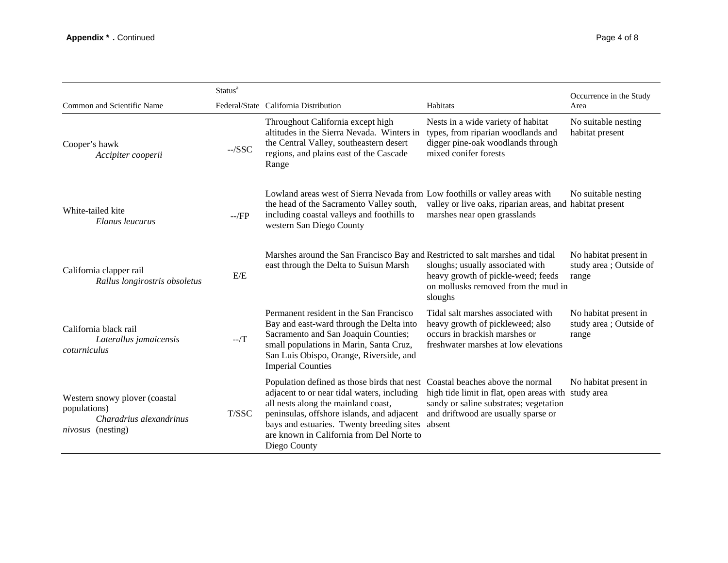**Appendix \* .** Continued

| Common and Scientific Name | Status[a] Federal/State | California Distribution | Habitats | Occurrence in the Study Area |
|---|---|---|---|---|
| Cooper's hawk *Accipiter cooperii* | --/SSC | Throughout California except high altitudes in the Sierra Nevada. Winters in the Central Valley, southeastern desert regions, and plains east of the Cascade Range | Nests in a wide variety of habitat types, from riparian woodlands and digger pine-oak woodlands through mixed conifer forests | No suitable nesting habitat present |
| White-tailed kite *Elanus leucurus* | --/FP | Lowland areas west of Sierra Nevada from the head of the Sacramento Valley south, including coastal valleys and foothills to western San Diego County | Low foothills or valley areas with valley or live oaks, riparian areas, and marshes near open grasslands | No suitable nesting habitat present |
| California clapper rail *Rallus longirostris obsoletus* | E/E | Marshes around the San Francisco Bay and east through the Delta to Suisun Marsh | Restricted to salt marshes and tidal sloughs; usually associated with heavy growth of pickle-weed; feeds on mollusks removed from the mud in sloughs | No habitat present in study area ; Outside of range |
| California black rail *Laterallus jamaicensis coturniculus* | --/T | Permanent resident in the San Francisco Bay and east-ward through the Delta into Sacramento and San Joaquin Counties; small populations in Marin, Santa Cruz, San Luis Obispo, Orange, Riverside, and Imperial Counties | Tidal salt marshes associated with heavy growth of pickleweed; also occurs in brackish marshes or freshwater marshes at low elevations | No habitat present in study area ; Outside of range |
| Western snowy plover (coastal populations) *Charadrius alexandrinus nivosus* (nesting) | T/SSC | Population defined as those birds that nest adjacent to or near tidal waters, including all nests along the mainland coast, peninsulas, offshore islands, and adjacent bays and estuaries. Twenty breeding sites are known in California from Del Norte to Diego County | Coastal beaches above the normal high tide limit in flat, open areas with sandy or saline substrates; vegetation and driftwood are usually sparse or absent | No habitat present in study area |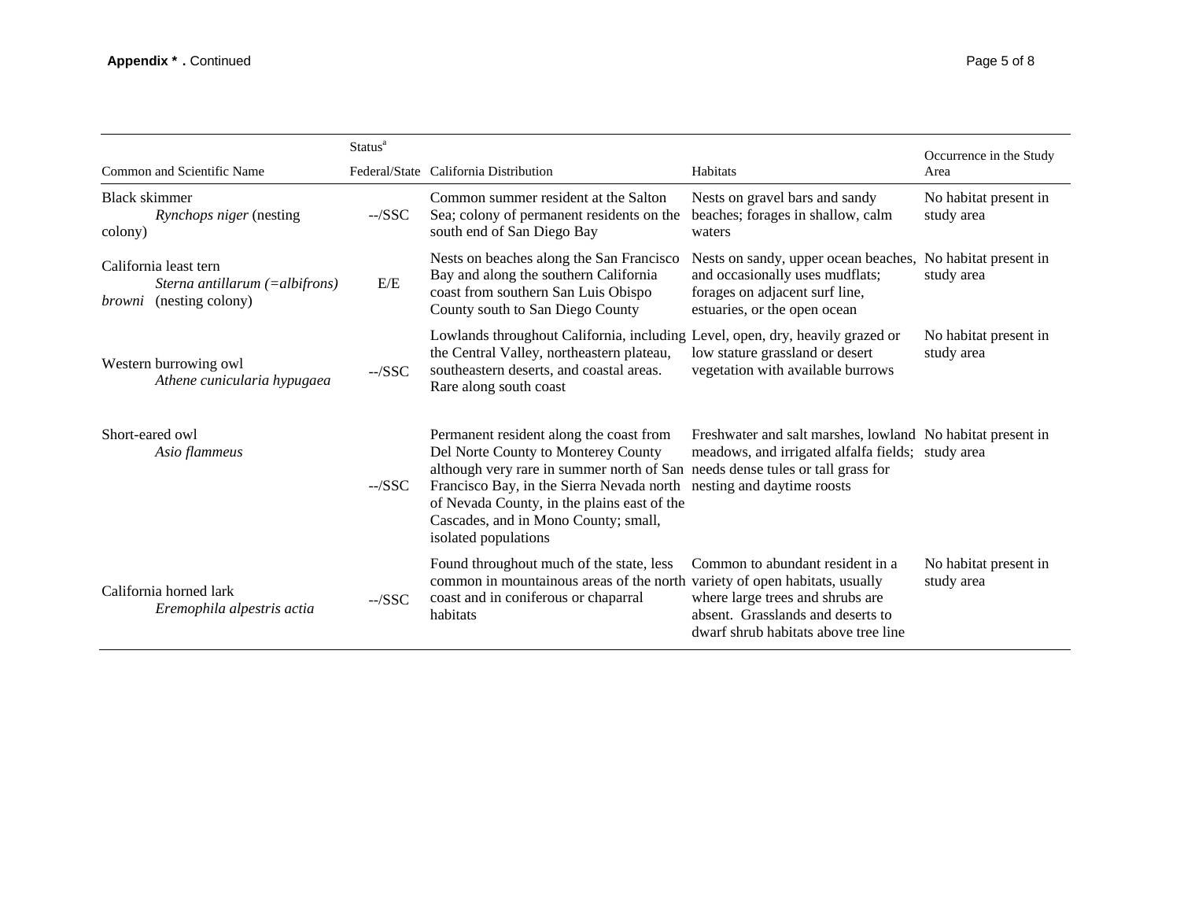**Appendix \* .** Continued

| Common and Scientific Name | Status[a] Federal/State | California Distribution | Habitats | Occurrence in the Study Area |
|---|---|---|---|---|
| Black skimmer *Rynchops niger* (nesting colony) | --/SSC | Common summer resident at the Salton Sea; colony of permanent residents on the south end of San Diego Bay | Nests on gravel bars and sandy beaches; forages in shallow, calm waters | No habitat present in study area |
| California least tern *Sterna antillarum (=albifrons) browni* (nesting colony) | E/E | Nests on beaches along the San Francisco Bay and along the southern California coast from southern San Luis Obispo County south to San Diego County | Nests on sandy, upper ocean beaches, and occasionally uses mudflats; forages on adjacent surf line, estuaries, or the open ocean | No habitat present in study area |
| Western burrowing owl *Athene cunicularia hypugaea* | --/SSC | Lowlands throughout California, including the Central Valley, northeastern plateau, southeastern deserts, and coastal areas. Rare along south coast | Level, open, dry, heavily grazed or low stature grassland or desert vegetation with available burrows | No habitat present in study area |
| Short-eared owl *Asio flammeus* | --/SSC | Permanent resident along the coast from Del Norte County to Monterey County although very rare in summer north of San Francisco Bay, in the Sierra Nevada north of Nevada County, in the plains east of the Cascades, and in Mono County; small, isolated populations | Freshwater and salt marshes, lowland meadows, and irrigated alfalfa fields; needs dense tules or tall grass for nesting and daytime roosts | No habitat present in study area |
| California horned lark *Eremophila alpestris actia* | --/SSC | Found throughout much of the state, less common in mountainous areas of the north coast and in coniferous or chaparral habitats | Common to abundant resident in a variety of open habitats, usually where large trees and shrubs are absent. Grasslands and deserts to dwarf shrub habitats above tree line | No habitat present in study area |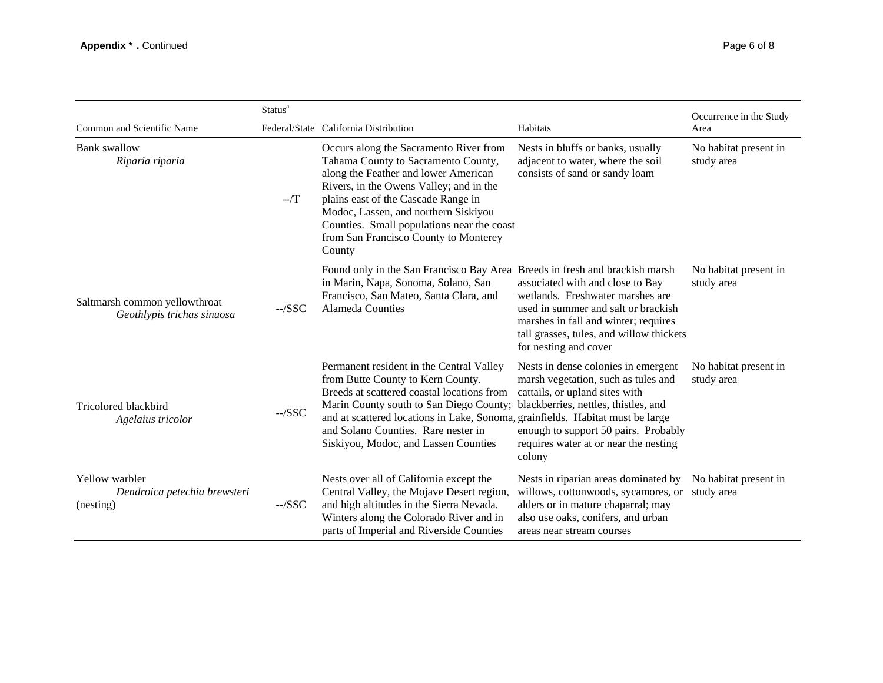**Appendix * .** Continued

| Common and Scientific Name | Status[a] Federal/State | California Distribution | Habitats | Occurrence in the Study Area |
|---|---|---|---|---|
| Bank swallow *Riparia riparia* | --/T | Occurs along the Sacramento River from Tahama County to Sacramento County, along the Feather and lower American Rivers, in the Owens Valley; and in the plains east of the Cascade Range in Modoc, Lassen, and northern Siskiyou Counties. Small populations near the coast from San Francisco County to Monterey County | Nests in bluffs or banks, usually adjacent to water, where the soil consists of sand or sandy loam | No habitat present in study area |
| Saltmarsh common yellowthroat *Geothlypis trichas sinuosa* | --/SSC | Found only in the San Francisco Bay Area in Marin, Napa, Sonoma, Solano, San Francisco, San Mateo, Santa Clara, and Alameda Counties | Breeds in fresh and brackish marsh associated with and close to Bay wetlands. Freshwater marshes are used in summer and salt or brackish marshes in fall and winter; requires tall grasses, tules, and willow thickets for nesting and cover | No habitat present in study area |
| Tricolored blackbird *Agelaius tricolor* | --/SSC | Permanent resident in the Central Valley from Butte County to Kern County. Breeds at scattered coastal locations from Marin County south to San Diego County; and at scattered locations in Lake, Sonoma, and Solano Counties. Rare nester in Siskiyou, Modoc, and Lassen Counties | Nests in dense colonies in emergent marsh vegetation, such as tules and cattails, or upland sites with blackberries, nettles, thistles, and grainfields. Habitat must be large enough to support 50 pairs. Probably requires water at or near the nesting colony | No habitat present in study area |
| Yellow warbler *Dendroica petechia brewsteri* (nesting) | --/SSC | Nests over all of California except the Central Valley, the Mojave Desert region, and high altitudes in the Sierra Nevada. Winters along the Colorado River and in parts of Imperial and Riverside Counties | Nests in riparian areas dominated by willows, cottonwoods, sycamores, or alders or in mature chaparral; may also use oaks, conifers, and urban areas near stream courses | No habitat present in study area |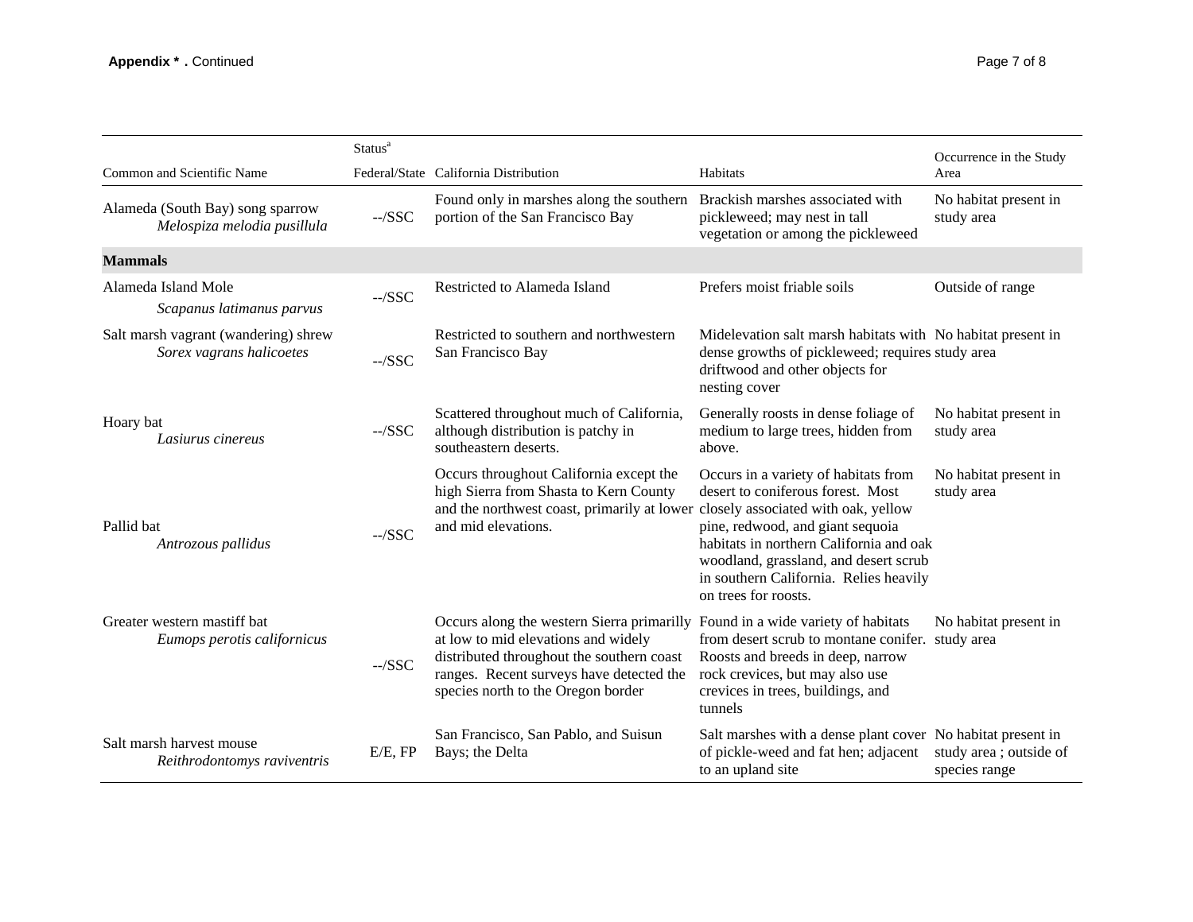| Common and Scientific Name | Status[a] Federal/State | California Distribution | Habitats | Occurrence in the Study Area |
|---|---|---|---|---|
| Alameda (South Bay) song sparrow *Melospiza melodia pusillula* | --/SSC | Found only in marshes along the southern portion of the San Francisco Bay | Brackish marshes associated with pickleweed; may nest in tall vegetation or among the pickleweed | No habitat present in study area |
| **Mammals** | | | | |
| Alameda Island Mole *Scapanus latimanus parvus* | --/SSC | Restricted to Alameda Island | Prefers moist friable soils | Outside of range |
| Salt marsh vagrant (wandering) shrew *Sorex vagrans halicoetes* | --/SSC | Restricted to southern and northwestern San Francisco Bay | Midelevation salt marsh habitats with dense growths of pickleweed; requires driftwood and other objects for nesting cover | No habitat present in study area |
| Hoary bat *Lasiurus cinereus* | --/SSC | Scattered throughout much of California, although distribution is patchy in southeastern deserts. | Generally roosts in dense foliage of medium to large trees, hidden from above. | No habitat present in study area |
| Pallid bat *Antrozous pallidus* | --/SSC | Occurs throughout California except the high Sierra from Shasta to Kern County and the northwest coast, primarily at lower and mid elevations. | Occurs in a variety of habitats from desert to coniferous forest. Most closely associated with oak, yellow pine, redwood, and giant sequoia habitats in northern California and oak woodland, grassland, and desert scrub in southern California. Relies heavily on trees for roosts. | No habitat present in study area |
| Greater western mastiff bat *Eumops perotis californicus* | --/SSC | Occurs along the western Sierra primarily at low to mid elevations and widely distributed throughout the southern coast ranges. Recent surveys have detected the species north to the Oregon border | Found in a wide variety of habitats from desert scrub to montane conifer. Roosts and breeds in deep, narrow rock crevices, but may also use crevices in trees, buildings, and tunnels | No habitat present in study area |
| Salt marsh harvest mouse *Reithrodontomys raviventris* | E/E, FP | San Francisco, San Pablo, and Suisun Bays; the Delta | Salt marshes with a dense plant cover of pickle-weed and fat hen; adjacent to an upland site | No habitat present in study area ; outside of species range |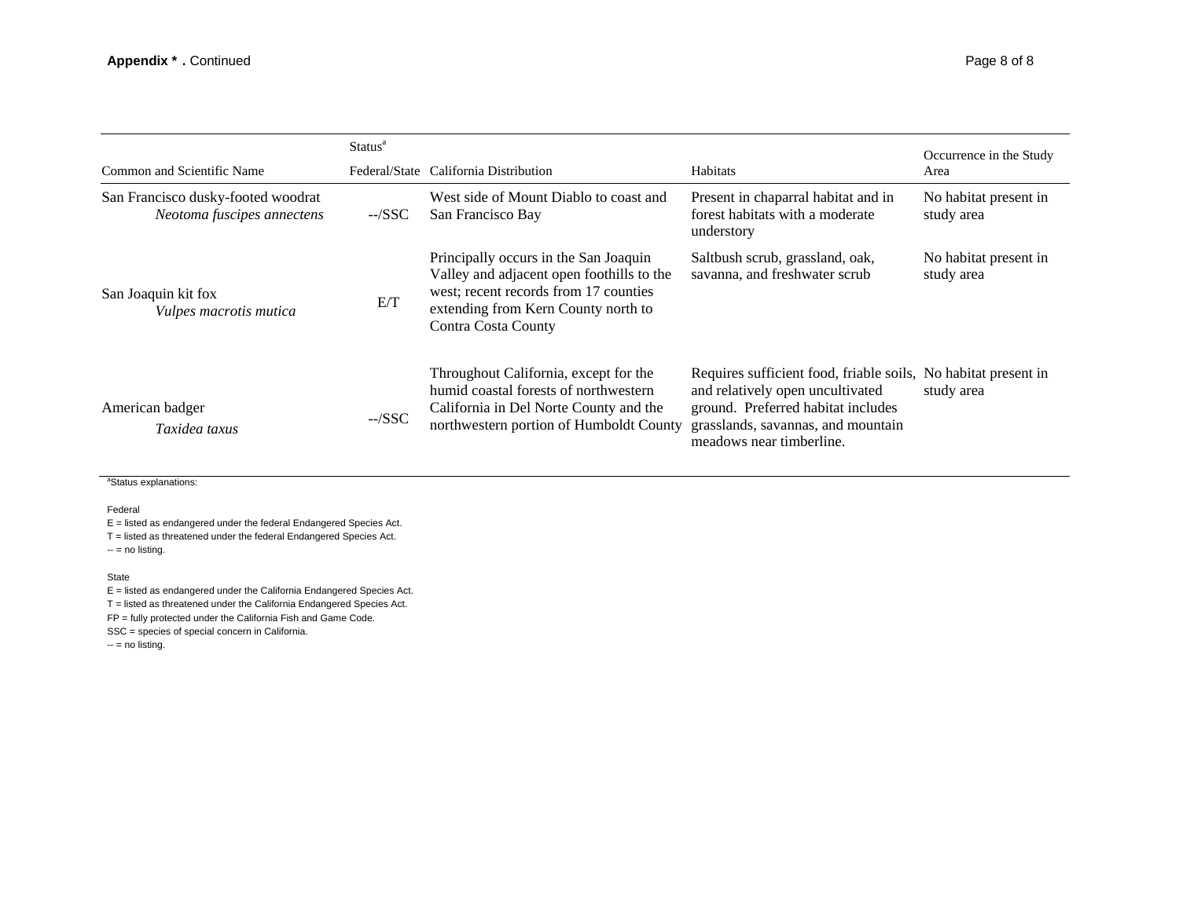**Appendix * .** Continued

| Common and Scientific Name | Status[a] Federal/State | California Distribution | Habitats | Occurrence in the Study Area |
|---|---|---|---|---|
| San Francisco dusky-footed woodrat *Neotoma fuscipes annectens* | --/SSC | West side of Mount Diablo to coast and San Francisco Bay | Present in chaparral habitat and in forest habitats with a moderate understory | No habitat present in study area |
| San Joaquin kit fox *Vulpes macrotis mutica* | E/T | Principally occurs in the San Joaquin Valley and adjacent open foothills to the west; recent records from 17 counties extending from Kern County north to Contra Costa County | Saltbush scrub, grassland, oak, savanna, and freshwater scrub | No habitat present in study area |
| American badger *Taxidea taxus* | --/SSC | Throughout California, except for the humid coastal forests of northwestern California in Del Norte County and the northwestern portion of Humboldt County | Requires sufficient food, friable soils, and relatively open uncultivated ground. Preferred habitat includes grasslands, savannas, and mountain meadows near timberline. | No habitat present in study area |

[a]Status explanations:

Federal
E = listed as endangered under the federal Endangered Species Act.
T = listed as threatened under the federal Endangered Species Act.
-- = no listing.

State
E = listed as endangered under the California Endangered Species Act.
T = listed as threatened under the California Endangered Species Act.
FP = fully protected under the California Fish and Game Code.
SSC = species of special concern in California.
-- = no listing.